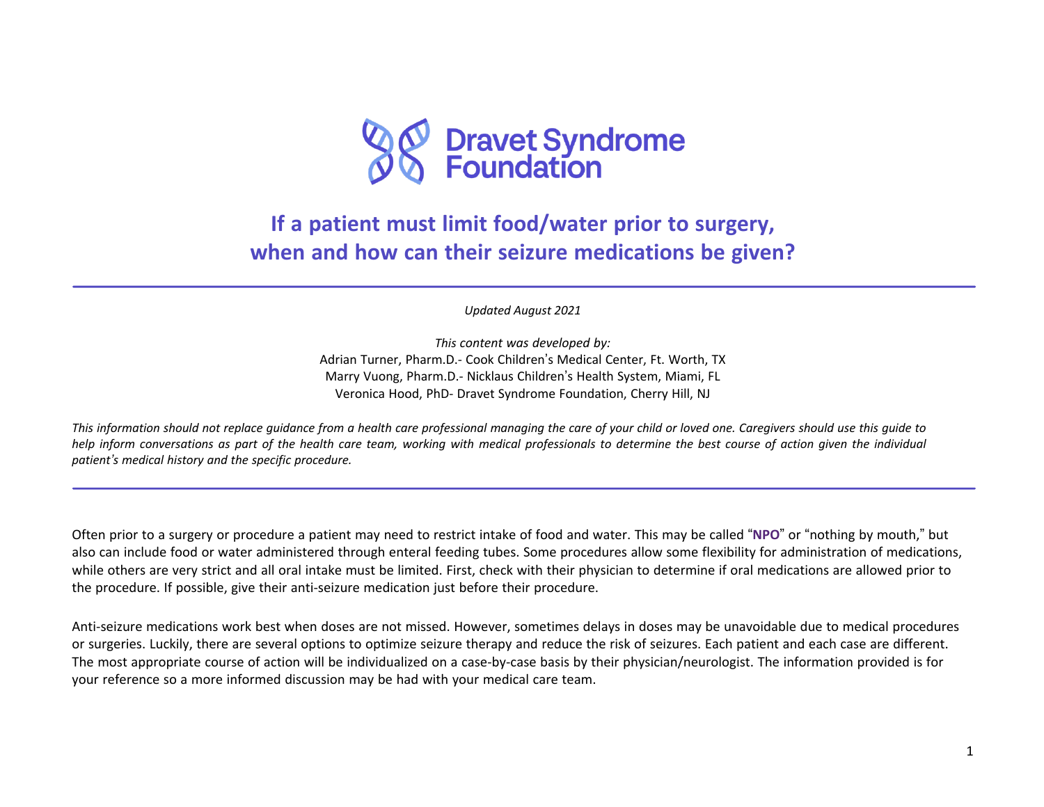Dravet Syndrome Foundation

# If a patient must limit food/water prior to surgery, when and how can their seizure medications be given?

---

*Updated August 2021*

*This content was developed by:*
Adrian Turner, Pharm.D.- Cook Children's Medical Center, Ft. Worth, TX
Marry Vuong, Pharm.D.- Nicklaus Children's Health System, Miami, FL
Veronica Hood, PhD- Dravet Syndrome Foundation, Cherry Hill, NJ

*This information should not replace guidance from a health care professional managing the care of your child or loved one. Caregivers should use this guide to help inform conversations as part of the health care team, working with medical professionals to determine the best course of action given the individual patient's medical history and the specific procedure.*

---

Often prior to a surgery or procedure a patient may need to restrict intake of food and water. This may be called "**NPO**" or "nothing by mouth," but also can include food or water administered through enteral feeding tubes. Some procedures allow some flexibility for administration of medications, while others are very strict and all oral intake must be limited. First, check with their physician to determine if oral medications are allowed prior to the procedure. If possible, give their anti-seizure medication just before their procedure.

Anti-seizure medications work best when doses are not missed. However, sometimes delays in doses may be unavoidable due to medical procedures or surgeries. Luckily, there are several options to optimize seizure therapy and reduce the risk of seizures. Each patient and each case are different. The most appropriate course of action will be individualized on a case-by-case basis by their physician/neurologist. The information provided is for your reference so a more informed discussion may be had with your medical care team.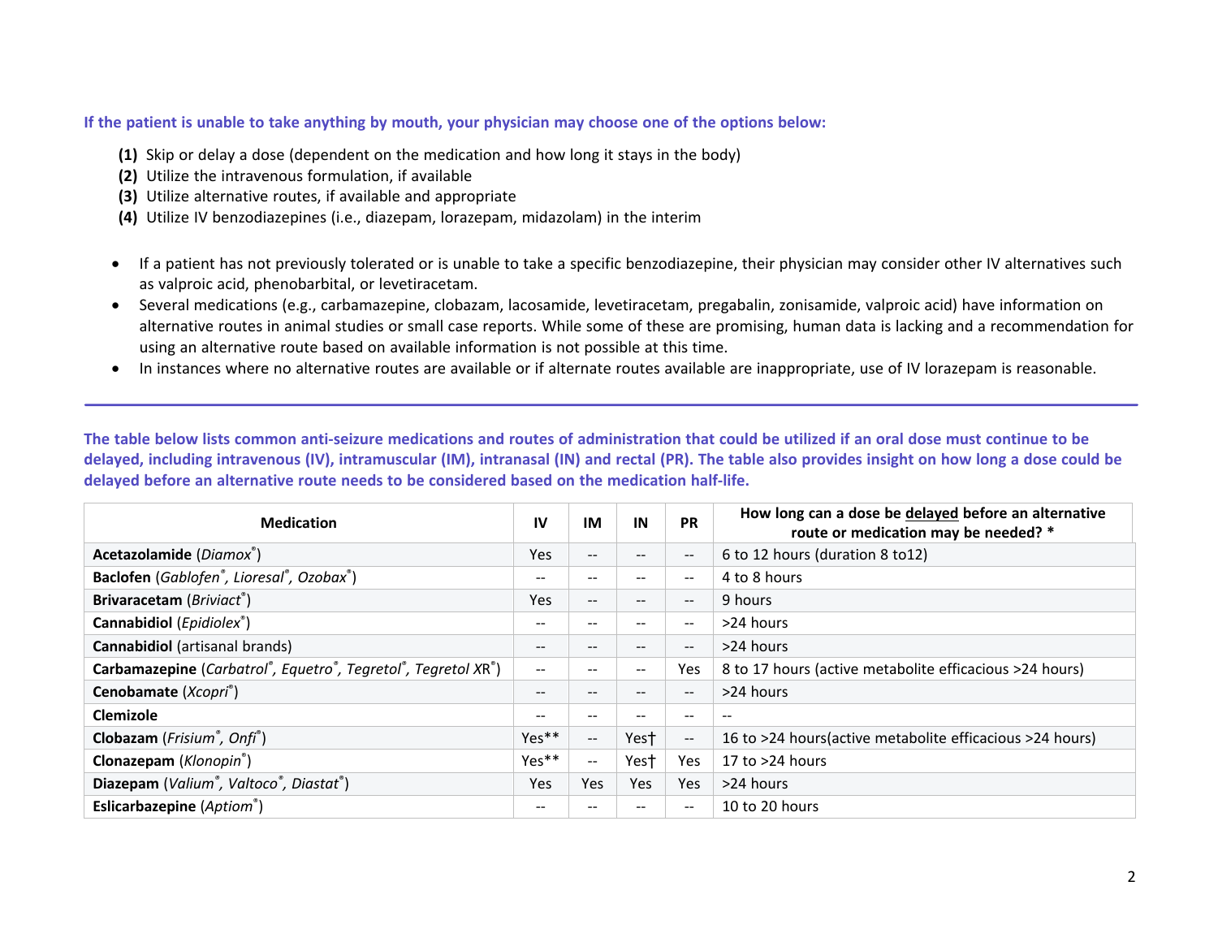**If the patient is unable to take anything by mouth, your physician may choose one of the options below:**

**(1)** Skip or delay a dose (dependent on the medication and how long it stays in the body)
**(2)** Utilize the intravenous formulation, if available
**(3)** Utilize alternative routes, if available and appropriate
**(4)** Utilize IV benzodiazepines (i.e., diazepam, lorazepam, midazolam) in the interim

- If a patient has not previously tolerated or is unable to take a specific benzodiazepine, their physician may consider other IV alternatives such as valproic acid, phenobarbital, or levetiracetam.
- Several medications (e.g., carbamazepine, clobazam, lacosamide, levetiracetam, pregabalin, zonisamide, valproic acid) have information on alternative routes in animal studies or small case reports. While some of these are promising, human data is lacking and a recommendation for using an alternative route based on available information is not possible at this time.
- In instances where no alternative routes are available or if alternate routes available are inappropriate, use of IV lorazepam is reasonable.

---

**The table below lists common anti-seizure medications and routes of administration that could be utilized if an oral dose must continue to be delayed, including intravenous (IV), intramuscular (IM), intranasal (IN) and rectal (PR). The table also provides insight on how long a dose could be delayed before an alternative route needs to be considered based on the medication half-life.**

| Medication | IV | IM | IN | PR | How long can a dose be delayed before an alternative route or medication may be needed? * |
|---|---|---|---|---|---|
| **Acetazolamide** (*Diamox®*) | Yes | -- | -- | -- | 6 to 12 hours (duration 8 to12) |
| **Baclofen** (*Gablofen®, Lioresal®, Ozobax®*) | -- | -- | -- | -- | 4 to 8 hours |
| **Brivaracetam** (*Briviact®*) | Yes | -- | -- | -- | 9 hours |
| **Cannabidiol** (*Epidiolex®*) | -- | -- | -- | -- | >24 hours |
| **Cannabidiol** (artisanal brands) | -- | -- | -- | -- | >24 hours |
| **Carbamazepine** (*Carbatrol®, Equetro®, Tegretol®, Tegretol XR®*) | -- | -- | -- | Yes | 8 to 17 hours (active metabolite efficacious >24 hours) |
| **Cenobamate** (*Xcopri®*) | -- | -- | -- | -- | >24 hours |
| **Clemizole** | -- | -- | -- | -- | -- |
| **Clobazam** (*Frisium®, Onfi®*) | Yes** | -- | Yes† | -- | 16 to >24 hours(active metabolite efficacious >24 hours) |
| **Clonazepam** (*Klonopin®*) | Yes** | -- | Yes† | Yes | 17 to >24 hours |
| **Diazepam** (*Valium®, Valtoco®, Diastat®*) | Yes | Yes | Yes | Yes | >24 hours |
| **Eslicarbazepine** (*Aptiom®*) | -- | -- | -- | -- | 10 to 20 hours |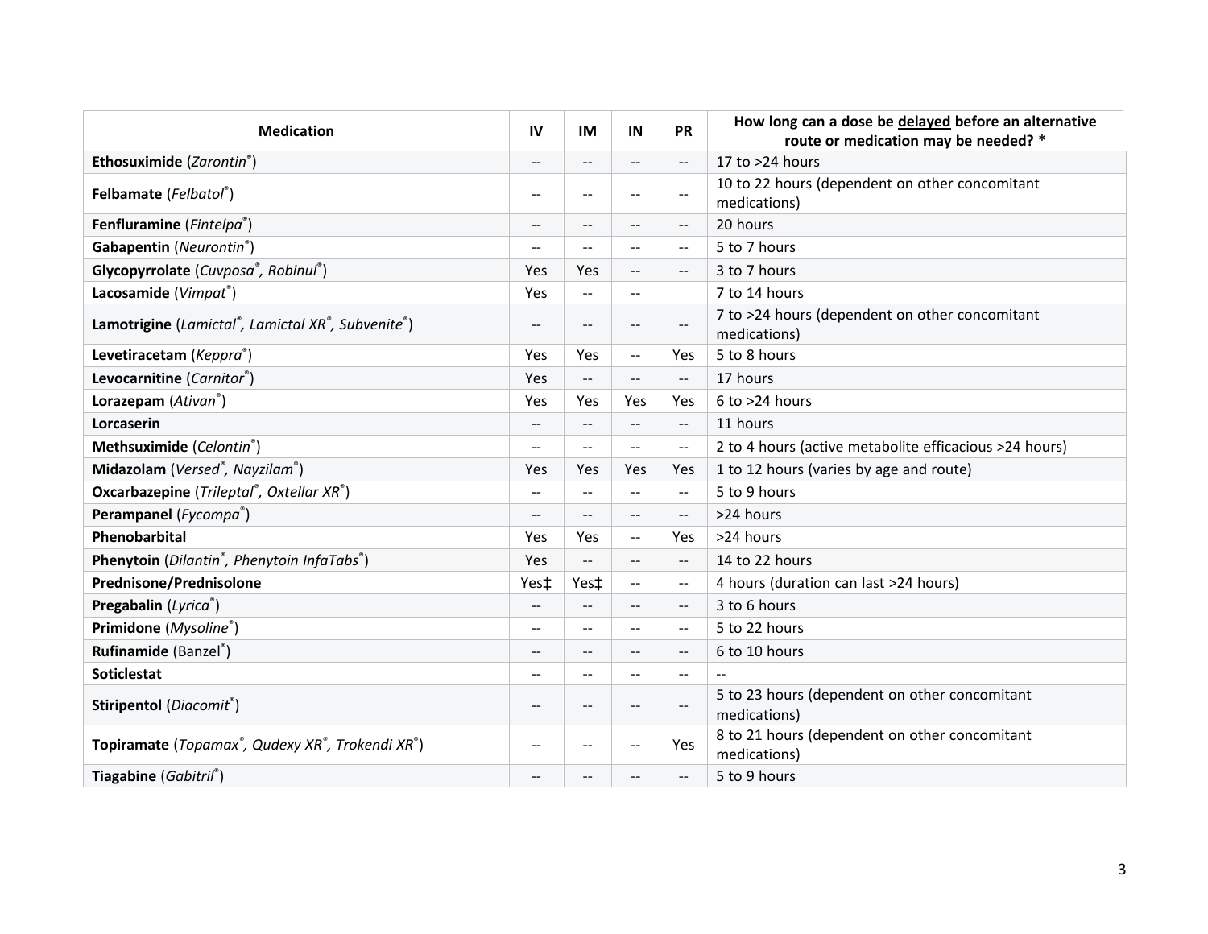| Medication | IV | IM | IN | PR | How long can a dose be <u>delayed</u> before an alternative route or medication may be needed? * |
|---|---|---|---|---|---|
| **Ethosuximide** (*Zarontin®*) | -- | -- | -- | -- | 17 to >24 hours |
| **Felbamate** (*Felbatol®*) | -- | -- | -- | -- | 10 to 22 hours (dependent on other concomitant medications) |
| **Fenfluramine** (*Fintelpa®*) | -- | -- | -- | -- | 20 hours |
| **Gabapentin** (*Neurontin®*) | -- | -- | -- | -- | 5 to 7 hours |
| **Glycopyrrolate** (*Cuvposa®, Robinul®*) | Yes | Yes | -- | -- | 3 to 7 hours |
| **Lacosamide** (*Vimpat®*) | Yes | -- | -- | | 7 to 14 hours |
| **Lamotrigine** (*Lamictal®, Lamictal XR®, Subvenite®*) | -- | -- | -- | -- | 7 to >24 hours (dependent on other concomitant medications) |
| **Levetiracetam** (*Keppra®*) | Yes | Yes | -- | Yes | 5 to 8 hours |
| **Levocarnitine** (*Carnitor®*) | Yes | -- | -- | -- | 17 hours |
| **Lorazepam** (*Ativan®*) | Yes | Yes | Yes | Yes | 6 to >24 hours |
| **Lorcaserin** | -- | -- | -- | -- | 11 hours |
| **Methsuximide** (*Celontin®*) | -- | -- | -- | -- | 2 to 4 hours (active metabolite efficacious >24 hours) |
| **Midazolam** (*Versed®, Nayzilam®*) | Yes | Yes | Yes | Yes | 1 to 12 hours (varies by age and route) |
| **Oxcarbazepine** (*Trileptal®, Oxtellar XR®*) | -- | -- | -- | -- | 5 to 9 hours |
| **Perampanel** (*Fycompa®*) | -- | -- | -- | -- | >24 hours |
| **Phenobarbital** | Yes | Yes | -- | Yes | >24 hours |
| **Phenytoin** (*Dilantin®, Phenytoin InfaTabs®*) | Yes | -- | -- | -- | 14 to 22 hours |
| **Prednisone/Prednisolone** | Yes‡ | Yes‡ | -- | -- | 4 hours (duration can last >24 hours) |
| **Pregabalin** (*Lyrica®*) | -- | -- | -- | -- | 3 to 6 hours |
| **Primidone** (*Mysoline®*) | -- | -- | -- | -- | 5 to 22 hours |
| **Rufinamide** (Banzel®) | -- | -- | -- | -- | 6 to 10 hours |
| **Soticlestat** | -- | -- | -- | -- | -- |
| **Stiripentol** (*Diacomit®*) | -- | -- | -- | -- | 5 to 23 hours (dependent on other concomitant medications) |
| **Topiramate** (*Topamax®, Qudexy XR®, Trokendi XR®*) | -- | -- | -- | Yes | 8 to 21 hours (dependent on other concomitant medications) |
| **Tiagabine** (*Gabitril®*) | -- | -- | -- | -- | 5 to 9 hours |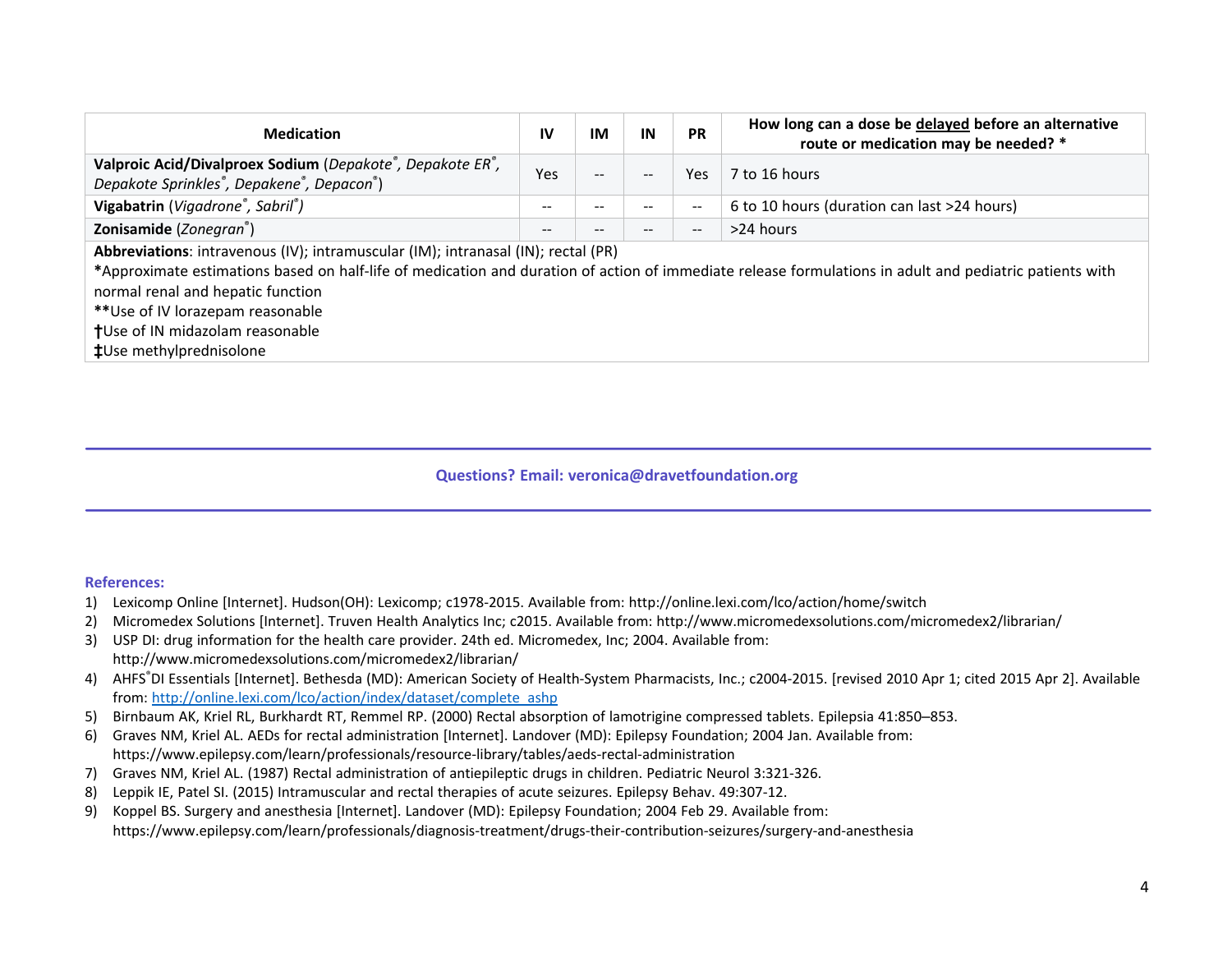| Medication | IV | IM | IN | PR | How long can a dose be <u>delayed</u> before an alternative route or medication may be needed? * |
|---|---|---|---|---|---|
| **Valproic Acid/Divalproex Sodium** (*Depakote®, Depakote ER®, Depakote Sprinkles®, Depakene®, Depacon®*) | Yes | -- | -- | Yes | 7 to 16 hours |
| **Vigabatrin** (*Vigadrone®, Sabril®*) | -- | -- | -- | -- | 6 to 10 hours (duration can last >24 hours) |
| **Zonisamide** (*Zonegran®*) | -- | -- | -- | -- | >24 hours |

**Abbreviations**: intravenous (IV); intramuscular (IM); intranasal (IN); rectal (PR)

***Approximate estimations based on half-life of medication and duration of action of immediate release formulations in adult and pediatric patients with normal renal and hepatic function

****Use of IV lorazepam reasonable

**†**Use of IN midazolam reasonable

**‡**Use methylprednisolone

---

**Questions? Email: veronica@dravetfoundation.org**

---

**References:**

1) Lexicomp Online [Internet]. Hudson(OH): Lexicomp; c1978-2015. Available from: http://online.lexi.com/lco/action/home/switch
2) Micromedex Solutions [Internet]. Truven Health Analytics Inc; c2015. Available from: http://www.micromedexsolutions.com/micromedex2/librarian/
3) USP DI: drug information for the health care provider. 24th ed. Micromedex, Inc; 2004. Available from: http://www.micromedexsolutions.com/micromedex2/librarian/
4) AHFS®DI Essentials [Internet]. Bethesda (MD): American Society of Health-System Pharmacists, Inc.; c2004-2015. [revised 2010 Apr 1; cited 2015 Apr 2]. Available from: http://online.lexi.com/lco/action/index/dataset/complete_ashp
5) Birnbaum AK, Kriel RL, Burkhardt RT, Remmel RP. (2000) Rectal absorption of lamotrigine compressed tablets. Epilepsia 41:850–853.
6) Graves NM, Kriel AL. AEDs for rectal administration [Internet]. Landover (MD): Epilepsy Foundation; 2004 Jan. Available from: https://www.epilepsy.com/learn/professionals/resource-library/tables/aeds-rectal-administration
7) Graves NM, Kriel AL. (1987) Rectal administration of antiepileptic drugs in children. Pediatric Neurol 3:321-326.
8) Leppik IE, Patel SI. (2015) Intramuscular and rectal therapies of acute seizures. Epilepsy Behav. 49:307-12.
9) Koppel BS. Surgery and anesthesia [Internet]. Landover (MD): Epilepsy Foundation; 2004 Feb 29. Available from: https://www.epilepsy.com/learn/professionals/diagnosis-treatment/drugs-their-contribution-seizures/surgery-and-anesthesia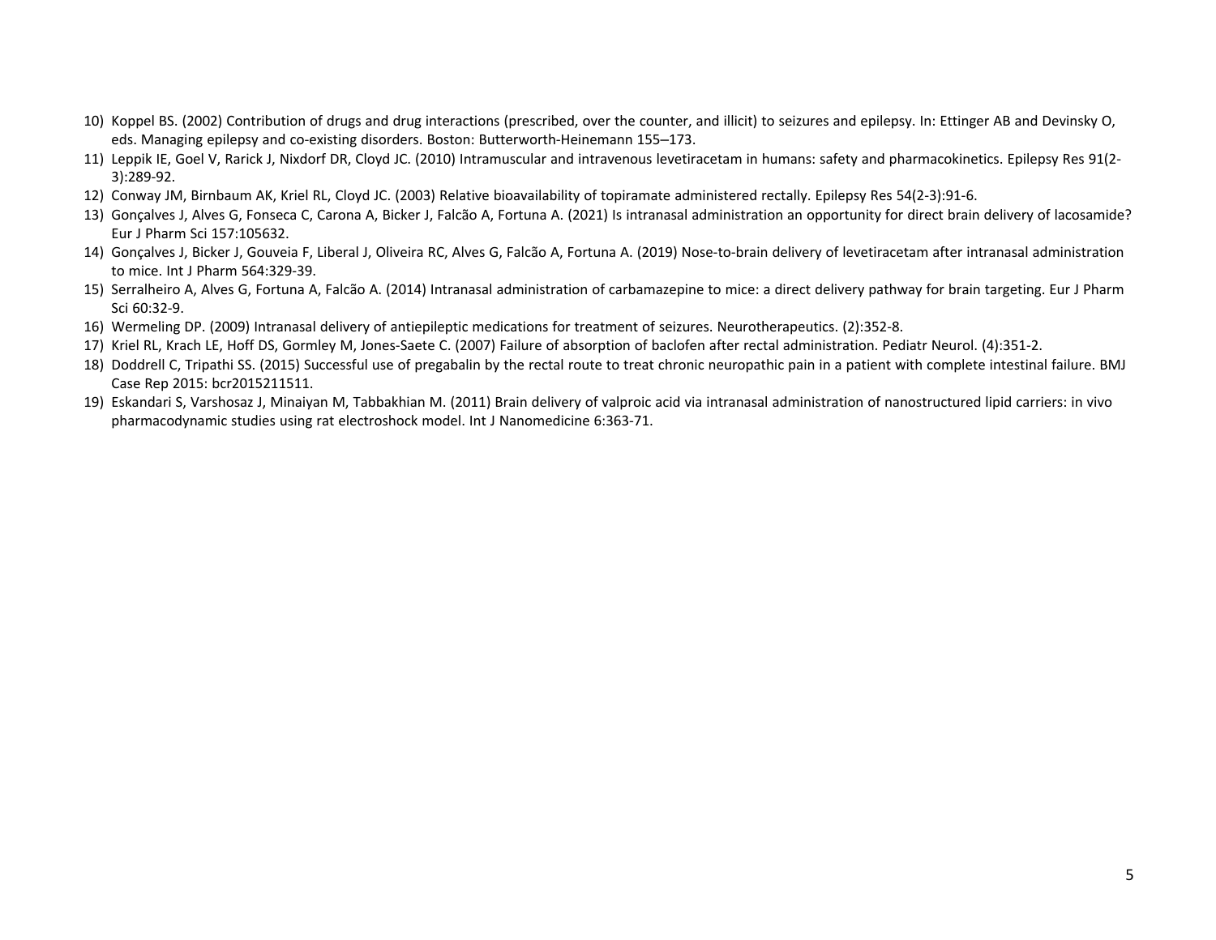10) Koppel BS. (2002) Contribution of drugs and drug interactions (prescribed, over the counter, and illicit) to seizures and epilepsy. In: Ettinger AB and Devinsky O, eds. Managing epilepsy and co-existing disorders. Boston: Butterworth-Heinemann 155–173.
11) Leppik IE, Goel V, Rarick J, Nixdorf DR, Cloyd JC. (2010) Intramuscular and intravenous levetiracetam in humans: safety and pharmacokinetics. Epilepsy Res 91(2-3):289-92.
12) Conway JM, Birnbaum AK, Kriel RL, Cloyd JC. (2003) Relative bioavailability of topiramate administered rectally. Epilepsy Res 54(2-3):91-6.
13) Gonçalves J, Alves G, Fonseca C, Carona A, Bicker J, Falcão A, Fortuna A. (2021) Is intranasal administration an opportunity for direct brain delivery of lacosamide? Eur J Pharm Sci 157:105632.
14) Gonçalves J, Bicker J, Gouveia F, Liberal J, Oliveira RC, Alves G, Falcão A, Fortuna A. (2019) Nose-to-brain delivery of levetiracetam after intranasal administration to mice. Int J Pharm 564:329-39.
15) Serralheiro A, Alves G, Fortuna A, Falcão A. (2014) Intranasal administration of carbamazepine to mice: a direct delivery pathway for brain targeting. Eur J Pharm Sci 60:32-9.
16) Wermeling DP. (2009) Intranasal delivery of antiepileptic medications for treatment of seizures. Neurotherapeutics. (2):352-8.
17) Kriel RL, Krach LE, Hoff DS, Gormley M, Jones-Saete C. (2007) Failure of absorption of baclofen after rectal administration. Pediatr Neurol. (4):351-2.
18) Doddrell C, Tripathi SS. (2015) Successful use of pregabalin by the rectal route to treat chronic neuropathic pain in a patient with complete intestinal failure. BMJ Case Rep 2015: bcr2015211511.
19) Eskandari S, Varshosaz J, Minaiyan M, Tabbakhian M. (2011) Brain delivery of valproic acid via intranasal administration of nanostructured lipid carriers: in vivo pharmacodynamic studies using rat electroshock model. Int J Nanomedicine 6:363-71.